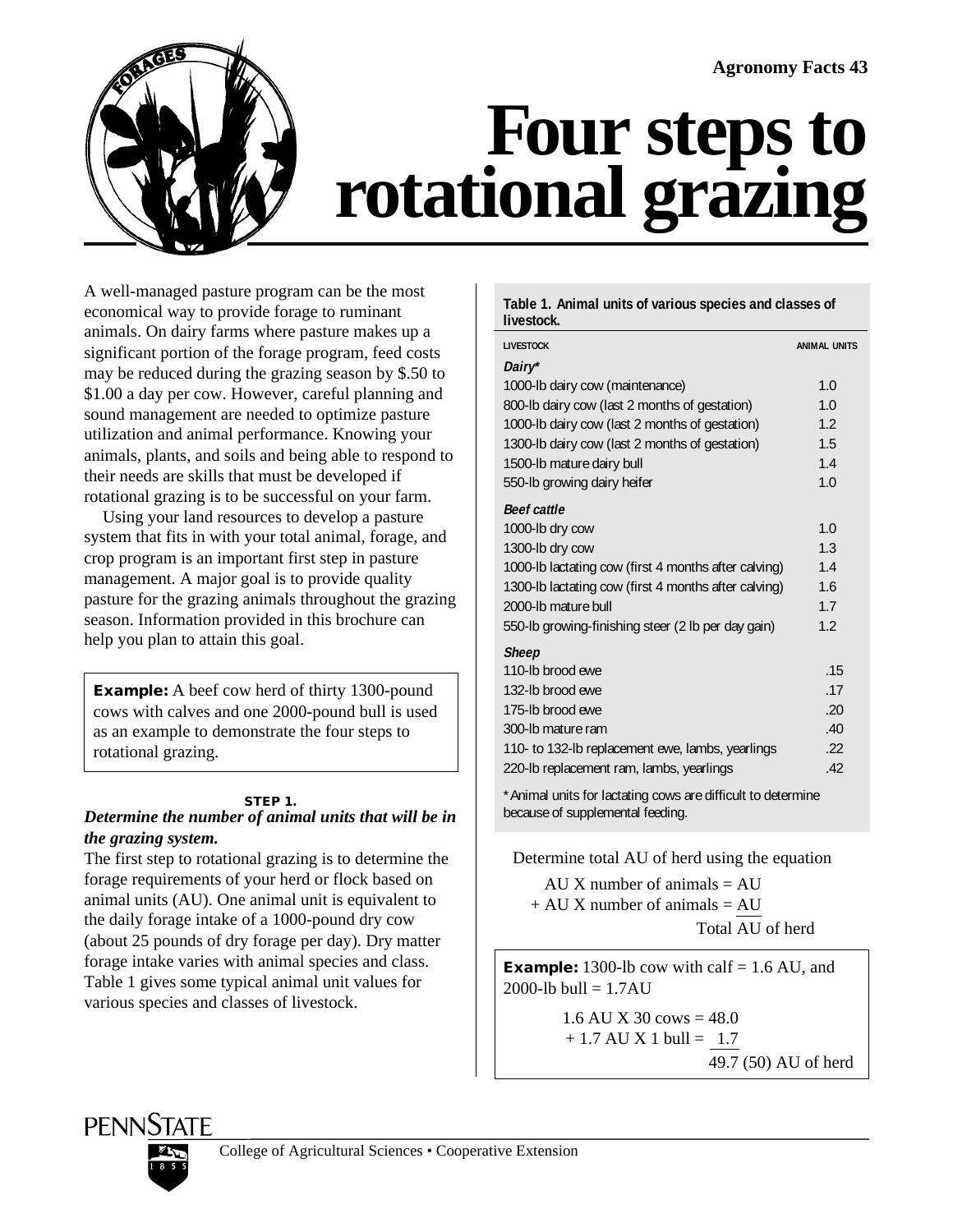Agronomy Facts 43

# Four steps to rotational grazing

A well-managed pasture program can be the most economical way to provide forage to ruminant animals. On dairy farms where pasture makes up a significant portion of the forage program, feed costs may be reduced during the grazing season by $.50 to $1.00 a day per cow. However, careful planning and sound management are needed to optimize pasture utilization and animal performance. Knowing your animals, plants, and soils and being able to respond to their needs are skills that must be developed if rotational grazing is to be successful on your farm.

Using your land resources to develop a pasture system that fits in with your total animal, forage, and crop program is an important first step in pasture management. A major goal is to provide quality pasture for the grazing animals throughout the grazing season. Information provided in this brochure can help you plan to attain this goal.

> **Example:** A beef cow herd of thirty 1300-pound cows with calves and one 2000-pound bull is used as an example to demonstrate the four steps to rotational grazing.

## STEP 1.

### *Determine the number of animal units that will be in the grazing system.*

The first step to rotational grazing is to determine the forage requirements of your herd or flock based on animal units (AU). One animal unit is equivalent to the daily forage intake of a 1000-pound dry cow (about 25 pounds of dry forage per day). Dry matter forage intake varies with animal species and class. Table 1 gives some typical animal unit values for various species and classes of livestock.

**Table 1. Animal units of various species and classes of livestock.**

| LIVESTOCK | ANIMAL UNITS |
|---|---|
| ***Dairy**** | |
| 1000-lb dairy cow (maintenance) | 1.0 |
| 800-lb dairy cow (last 2 months of gestation) | 1.0 |
| 1000-lb dairy cow (last 2 months of gestation) | 1.2 |
| 1300-lb dairy cow (last 2 months of gestation) | 1.5 |
| 1500-lb mature dairy bull | 1.4 |
| 550-lb growing dairy heifer | 1.0 |
| ***Beef cattle*** | |
| 1000-lb dry cow | 1.0 |
| 1300-lb dry cow | 1.3 |
| 1000-lb lactating cow (first 4 months after calving) | 1.4 |
| 1300-lb lactating cow (first 4 months after calving) | 1.6 |
| 2000-lb mature bull | 1.7 |
| 550-lb growing-finishing steer (2 lb per day gain) | 1.2 |
| ***Sheep*** | |
| 110-lb brood ewe | .15 |
| 132-lb brood ewe | .17 |
| 175-lb brood ewe | .20 |
| 300-lb mature ram | .40 |
| 110- to 132-lb replacement ewe, lambs, yearlings | .22 |
| 220-lb replacement ram, lambs, yearlings | .42 |

*Animal units for lactating cows are difficult to determine because of supplemental feeding.

Determine total AU of herd using the equation

AU X number of animals = AU
\+ AU X number of animals = AU
Total AU of herd

> **Example:** 1300-lb cow with calf = 1.6 AU, and 2000-lb bull = 1.7AU
>
> 1.6 AU X 30 cows = 48.0
> \+ 1.7 AU X 1 bull = 1.7
> 49.7 (50) AU of herd

College of Agricultural Sciences • Cooperative Extension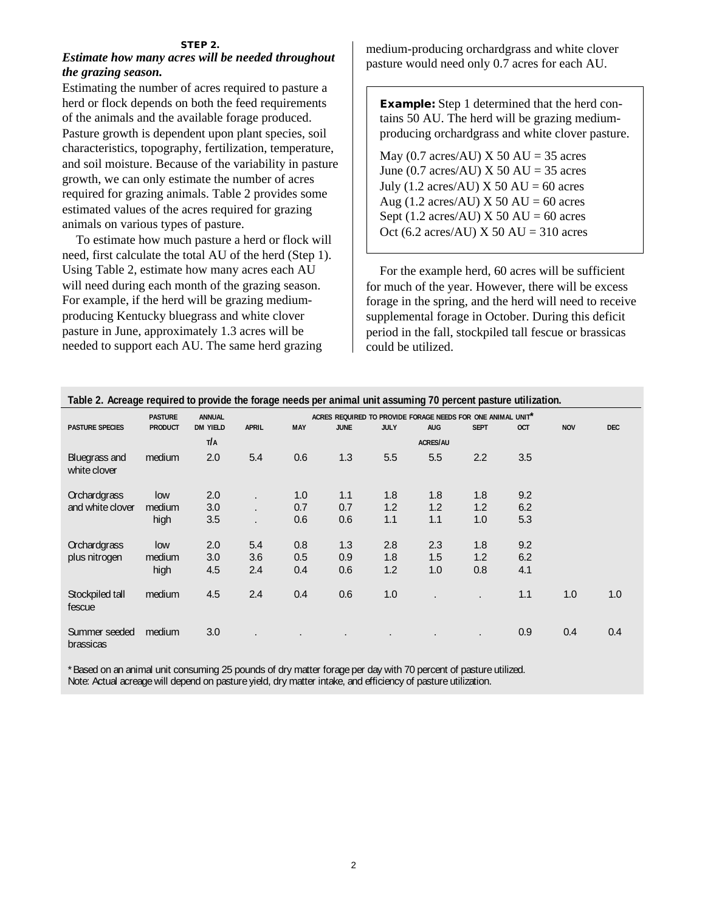### STEP 2.

***Estimate how many acres will be needed throughout the grazing season.***

Estimating the number of acres required to pasture a herd or flock depends on both the feed requirements of the animals and the available forage produced. Pasture growth is dependent upon plant species, soil characteristics, topography, fertilization, temperature, and soil moisture. Because of the variability in pasture growth, we can only estimate the number of acres required for grazing animals. Table 2 provides some estimated values of the acres required for grazing animals on various types of pasture.

To estimate how much pasture a herd or flock will need, first calculate the total AU of the herd (Step 1). Using Table 2, estimate how many acres each AU will need during each month of the grazing season. For example, if the herd will be grazing medium-producing Kentucky bluegrass and white clover pasture in June, approximately 1.3 acres will be needed to support each AU. The same herd grazing medium-producing orchardgrass and white clover pasture would need only 0.7 acres for each AU.

> **Example:** Step 1 determined that the herd contains 50 AU. The herd will be grazing medium-producing orchardgrass and white clover pasture.
>
> May (0.7 acres/AU) X 50 AU = 35 acres
> June (0.7 acres/AU) X 50 AU = 35 acres
> July (1.2 acres/AU) X 50 AU = 60 acres
> Aug (1.2 acres/AU) X 50 AU = 60 acres
> Sept (1.2 acres/AU) X 50 AU = 60 acres
> Oct (6.2 acres/AU) X 50 AU = 310 acres

For the example herd, 60 acres will be sufficient for much of the year. However, there will be excess forage in the spring, and the herd will need to receive supplemental forage in October. During this deficit period in the fall, stockpiled tall fescue or brassicas could be utilized.

**Table 2. Acreage required to provide the forage needs per animal unit assuming 70 percent pasture utilization.**

| PASTURE SPECIES | PASTURE PRODUCT | ANNUAL DM YIELD | APRIL | MAY | JUNE | JULY | AUG | SEPT | OCT | NOV | DEC |
|---|---|---|---|---|---|---|---|---|---|---|---|
| | | | ACRES REQUIRED TO PROVIDE FORAGE NEEDS FOR ONE ANIMAL UNIT* | | | | | | | | |
| | | T/A | | | | | ACRES/AU | | | | |
| Bluegrass and white clover | medium | 2.0 | 5.4 | 0.6 | 1.3 | 5.5 | 5.5 | 2.2 | 3.5 | | |
| Orchardgrass and white clover | low | 2.0 | . | 1.0 | 1.1 | 1.8 | 1.8 | 1.8 | 9.2 | | |
| | medium | 3.0 | . | 0.7 | 0.7 | 1.2 | 1.2 | 1.2 | 6.2 | | |
| | high | 3.5 | . | 0.6 | 0.6 | 1.1 | 1.1 | 1.0 | 5.3 | | |
| Orchardgrass plus nitrogen | low | 2.0 | 5.4 | 0.8 | 1.3 | 2.8 | 2.3 | 1.8 | 9.2 | | |
| | medium | 3.0 | 3.6 | 0.5 | 0.9 | 1.8 | 1.5 | 1.2 | 6.2 | | |
| | high | 4.5 | 2.4 | 0.4 | 0.6 | 1.2 | 1.0 | 0.8 | 4.1 | | |
| Stockpiled tall fescue | medium | 4.5 | 2.4 | 0.4 | 0.6 | 1.0 | . | . | 1.1 | 1.0 | 1.0 |
| Summer seeded brassicas | medium | 3.0 | . | . | . | . | . | . | 0.9 | 0.4 | 0.4 |

\* Based on an animal unit consuming 25 pounds of dry matter forage per day with 70 percent of pasture utilized.
Note: Actual acreage will depend on pasture yield, dry matter intake, and efficiency of pasture utilization.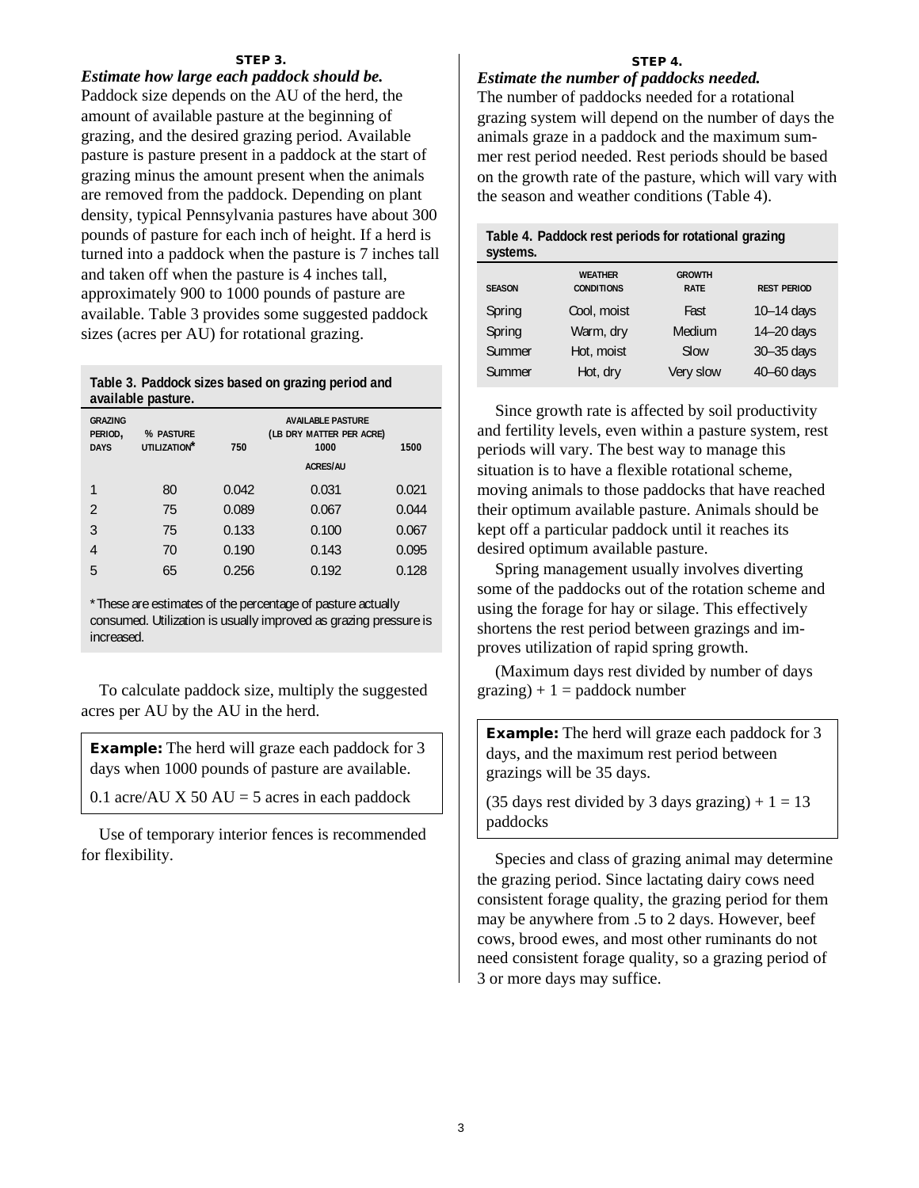### STEP 3.

***Estimate how large each paddock should be.***

Paddock size depends on the AU of the herd, the amount of available pasture at the beginning of grazing, and the desired grazing period. Available pasture is pasture present in a paddock at the start of grazing minus the amount present when the animals are removed from the paddock. Depending on plant density, typical Pennsylvania pastures have about 300 pounds of pasture for each inch of height. If a herd is turned into a paddock when the pasture is 7 inches tall and taken off when the pasture is 4 inches tall, approximately 900 to 1000 pounds of pasture are available. Table 3 provides some suggested paddock sizes (acres per AU) for rotational grazing.

**Table 3. Paddock sizes based on grazing period and available pasture.**

| GRAZING PERIOD, DAYS | % PASTURE UTILIZATION* | AVAILABLE PASTURE (LB DRY MATTER PER ACRE) 750 | 1000 | 1500 |
|---|---|---|---|---|
| | | | ACRES/AU | |
| 1 | 80 | 0.042 | 0.031 | 0.021 |
| 2 | 75 | 0.089 | 0.067 | 0.044 |
| 3 | 75 | 0.133 | 0.100 | 0.067 |
| 4 | 70 | 0.190 | 0.143 | 0.095 |
| 5 | 65 | 0.256 | 0.192 | 0.128 |

\* These are estimates of the percentage of pasture actually consumed. Utilization is usually improved as grazing pressure is increased.

To calculate paddock size, multiply the suggested acres per AU by the AU in the herd.

> **Example:** The herd will graze each paddock for 3 days when 1000 pounds of pasture are available.
>
> 0.1 acre/AU X 50 AU = 5 acres in each paddock

Use of temporary interior fences is recommended for flexibility.

### STEP 4.

***Estimate the number of paddocks needed.***

The number of paddocks needed for a rotational grazing system will depend on the number of days the animals graze in a paddock and the maximum summer rest period needed. Rest periods should be based on the growth rate of the pasture, which will vary with the season and weather conditions (Table 4).

**Table 4. Paddock rest periods for rotational grazing systems.**

| SEASON | WEATHER CONDITIONS | GROWTH RATE | REST PERIOD |
|---|---|---|---|
| Spring | Cool, moist | Fast | 10–14 days |
| Spring | Warm, dry | Medium | 14–20 days |
| Summer | Hot, moist | Slow | 30–35 days |
| Summer | Hot, dry | Very slow | 40–60 days |

Since growth rate is affected by soil productivity and fertility levels, even within a pasture system, rest periods will vary. The best way to manage this situation is to have a flexible rotational scheme, moving animals to those paddocks that have reached their optimum available pasture. Animals should be kept off a particular paddock until it reaches its desired optimum available pasture.

Spring management usually involves diverting some of the paddocks out of the rotation scheme and using the forage for hay or silage. This effectively shortens the rest period between grazings and improves utilization of rapid spring growth.

(Maximum days rest divided by number of days grazing) + 1 = paddock number

> **Example:** The herd will graze each paddock for 3 days, and the maximum rest period between grazings will be 35 days.
>
> (35 days rest divided by 3 days grazing) + 1 = 13 paddocks

Species and class of grazing animal may determine the grazing period. Since lactating dairy cows need consistent forage quality, the grazing period for them may be anywhere from .5 to 2 days. However, beef cows, brood ewes, and most other ruminants do not need consistent forage quality, so a grazing period of 3 or more days may suffice.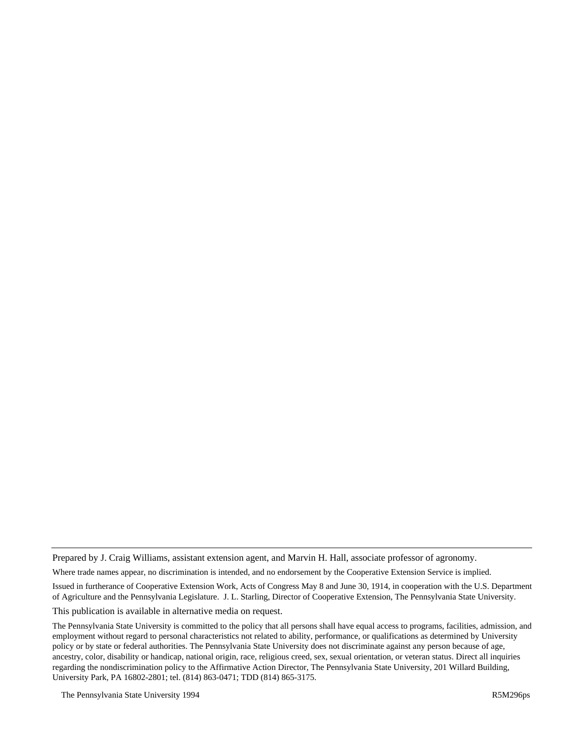---

Prepared by J. Craig Williams, assistant extension agent, and Marvin H. Hall, associate professor of agronomy.

Where trade names appear, no discrimination is intended, and no endorsement by the Cooperative Extension Service is implied.

Issued in furtherance of Cooperative Extension Work, Acts of Congress May 8 and June 30, 1914, in cooperation with the U.S. Department of Agriculture and the Pennsylvania Legislature. J. L. Starling, Director of Cooperative Extension, The Pennsylvania State University.

This publication is available in alternative media on request.

The Pennsylvania State University is committed to the policy that all persons shall have equal access to programs, facilities, admission, and employment without regard to personal characteristics not related to ability, performance, or qualifications as determined by University policy or by state or federal authorities. The Pennsylvania State University does not discriminate against any person because of age, ancestry, color, disability or handicap, national origin, race, religious creed, sex, sexual orientation, or veteran status. Direct all inquiries regarding the nondiscrimination policy to the Affirmative Action Director, The Pennsylvania State University, 201 Willard Building, University Park, PA 16802-2801; tel. (814) 863-0471; TDD (814) 865-3175.

The Pennsylvania State University 1994 R5M296ps